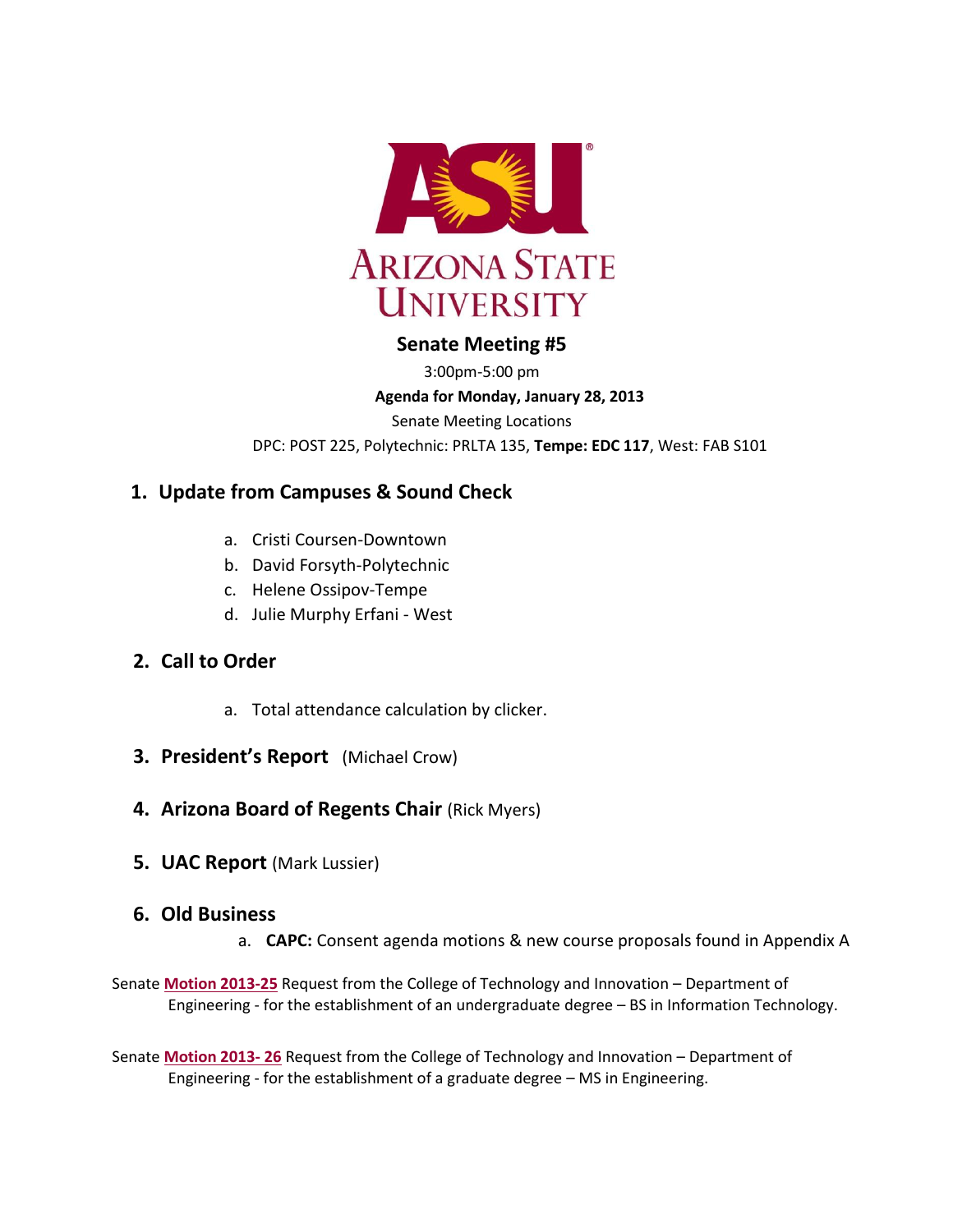Arizona State University

# Senate Meeting #5

3:00pm-5:00 pm

**Agenda for Monday, January 28, 2013**

Senate Meeting Locations

DPC: POST 225, Polytechnic: PRLTA 135, **Tempe: EDC 117**, West: FAB S101

## 1. Update from Campuses & Sound Check

a. Cristi Coursen-Downtown
b. David Forsyth-Polytechnic
c. Helene Ossipov-Tempe
d. Julie Murphy Erfani - West

## 2. Call to Order

a. Total attendance calculation by clicker.

## 3. President's Report (Michael Crow)

## 4. Arizona Board of Regents Chair (Rick Myers)

## 5. UAC Report (Mark Lussier)

## 6. Old Business

a. **CAPC:** Consent agenda motions & new course proposals found in Appendix A

Senate **Motion 2013-25** Request from the College of Technology and Innovation – Department of Engineering - for the establishment of an undergraduate degree – BS in Information Technology.

Senate **Motion 2013- 26** Request from the College of Technology and Innovation – Department of Engineering - for the establishment of a graduate degree – MS in Engineering.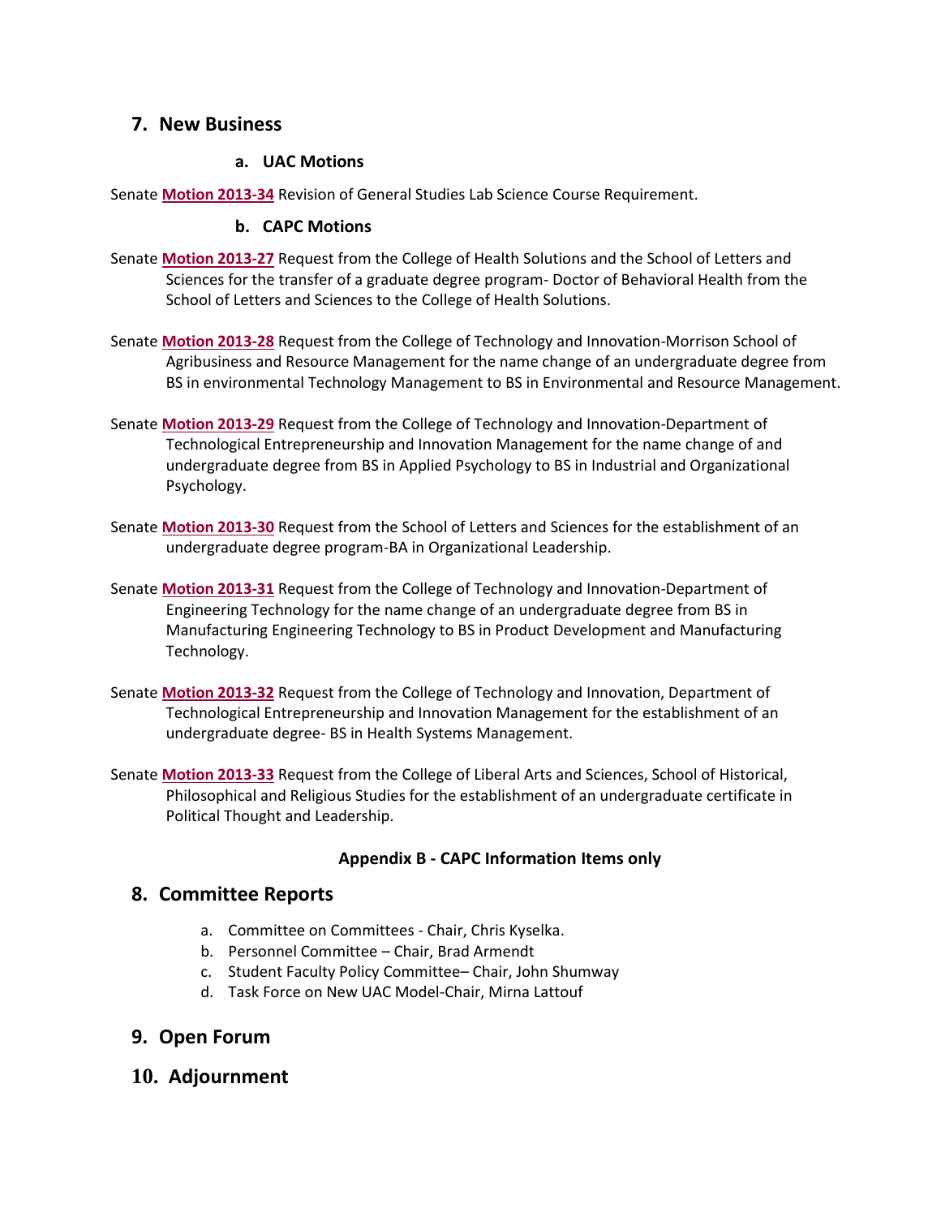## 7. New Business

### a. UAC Motions

Senate **Motion 2013-34** Revision of General Studies Lab Science Course Requirement.

### b. CAPC Motions

Senate **Motion 2013-27** Request from the College of Health Solutions and the School of Letters and Sciences for the transfer of a graduate degree program- Doctor of Behavioral Health from the School of Letters and Sciences to the College of Health Solutions.

Senate **Motion 2013-28** Request from the College of Technology and Innovation-Morrison School of Agribusiness and Resource Management for the name change of an undergraduate degree from BS in environmental Technology Management to BS in Environmental and Resource Management.

Senate **Motion 2013-29** Request from the College of Technology and Innovation-Department of Technological Entrepreneurship and Innovation Management for the name change of and undergraduate degree from BS in Applied Psychology to BS in Industrial and Organizational Psychology.

Senate **Motion 2013-30** Request from the School of Letters and Sciences for the establishment of an undergraduate degree program-BA in Organizational Leadership.

Senate **Motion 2013-31** Request from the College of Technology and Innovation-Department of Engineering Technology for the name change of an undergraduate degree from BS in Manufacturing Engineering Technology to BS in Product Development and Manufacturing Technology.

Senate **Motion 2013-32** Request from the College of Technology and Innovation, Department of Technological Entrepreneurship and Innovation Management for the establishment of an undergraduate degree- BS in Health Systems Management.

Senate **Motion 2013-33** Request from the College of Liberal Arts and Sciences, School of Historical, Philosophical and Religious Studies for the establishment of an undergraduate certificate in Political Thought and Leadership.

**Appendix B - CAPC Information Items only**

## 8. Committee Reports

a. Committee on Committees - Chair, Chris Kyselka.
b. Personnel Committee – Chair, Brad Armendt
c. Student Faculty Policy Committee– Chair, John Shumway
d. Task Force on New UAC Model-Chair, Mirna Lattouf

## 9. Open Forum

## 10. Adjournment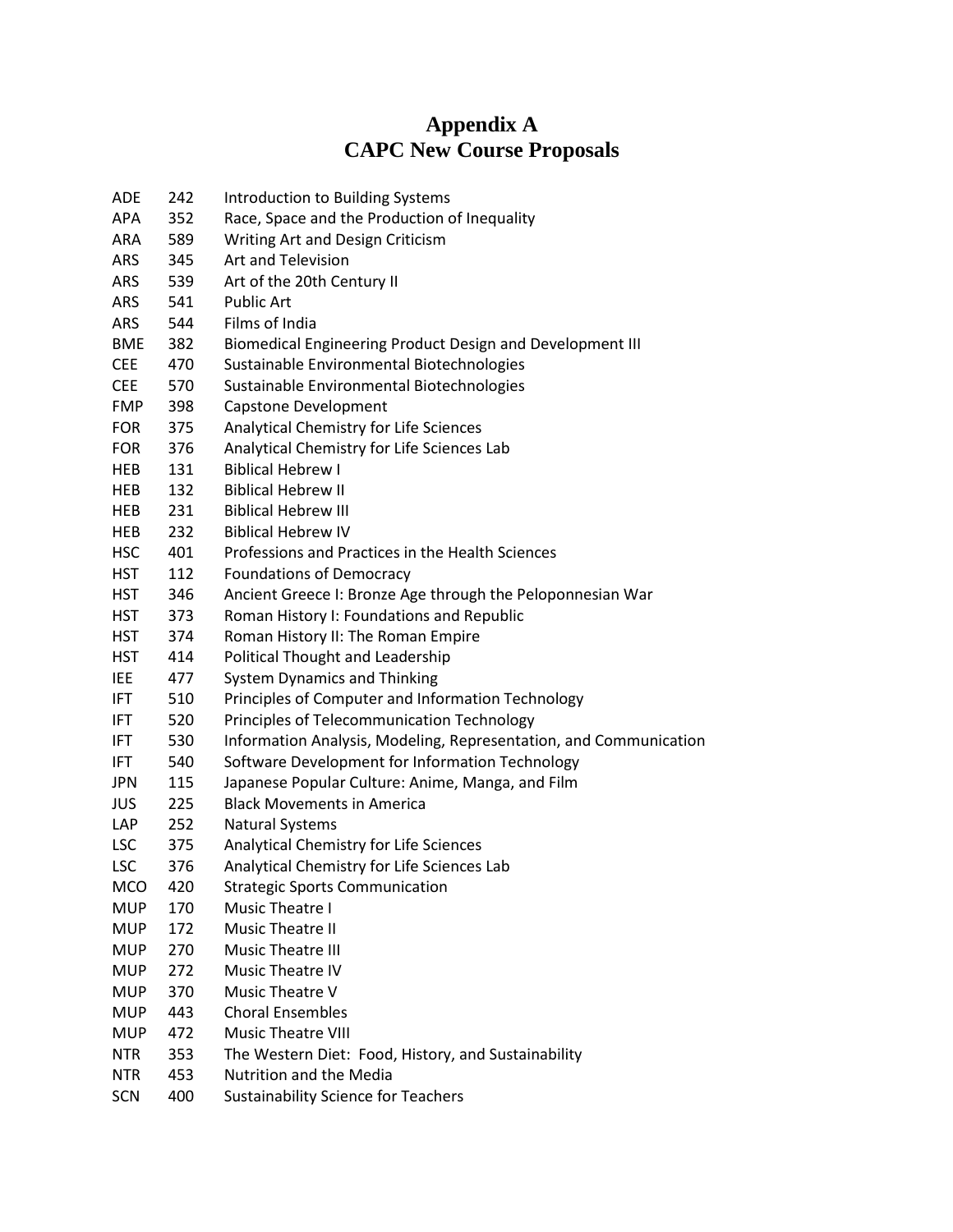# Appendix A
# CAPC New Course Proposals

| | | |
|---|---|---|
| ADE | 242 | Introduction to Building Systems |
| APA | 352 | Race, Space and the Production of Inequality |
| ARA | 589 | Writing Art and Design Criticism |
| ARS | 345 | Art and Television |
| ARS | 539 | Art of the 20th Century II |
| ARS | 541 | Public Art |
| ARS | 544 | Films of India |
| BME | 382 | Biomedical Engineering Product Design and Development III |
| CEE | 470 | Sustainable Environmental Biotechnologies |
| CEE | 570 | Sustainable Environmental Biotechnologies |
| FMP | 398 | Capstone Development |
| FOR | 375 | Analytical Chemistry for Life Sciences |
| FOR | 376 | Analytical Chemistry for Life Sciences Lab |
| HEB | 131 | Biblical Hebrew I |
| HEB | 132 | Biblical Hebrew II |
| HEB | 231 | Biblical Hebrew III |
| HEB | 232 | Biblical Hebrew IV |
| HSC | 401 | Professions and Practices in the Health Sciences |
| HST | 112 | Foundations of Democracy |
| HST | 346 | Ancient Greece I: Bronze Age through the Peloponnesian War |
| HST | 373 | Roman History I: Foundations and Republic |
| HST | 374 | Roman History II: The Roman Empire |
| HST | 414 | Political Thought and Leadership |
| IEE | 477 | System Dynamics and Thinking |
| IFT | 510 | Principles of Computer and Information Technology |
| IFT | 520 | Principles of Telecommunication Technology |
| IFT | 530 | Information Analysis, Modeling, Representation, and Communication |
| IFT | 540 | Software Development for Information Technology |
| JPN | 115 | Japanese Popular Culture: Anime, Manga, and Film |
| JUS | 225 | Black Movements in America |
| LAP | 252 | Natural Systems |
| LSC | 375 | Analytical Chemistry for Life Sciences |
| LSC | 376 | Analytical Chemistry for Life Sciences Lab |
| MCO | 420 | Strategic Sports Communication |
| MUP | 170 | Music Theatre I |
| MUP | 172 | Music Theatre II |
| MUP | 270 | Music Theatre III |
| MUP | 272 | Music Theatre IV |
| MUP | 370 | Music Theatre V |
| MUP | 443 | Choral Ensembles |
| MUP | 472 | Music Theatre VIII |
| NTR | 353 | The Western Diet: Food, History, and Sustainability |
| NTR | 453 | Nutrition and the Media |
| SCN | 400 | Sustainability Science for Teachers |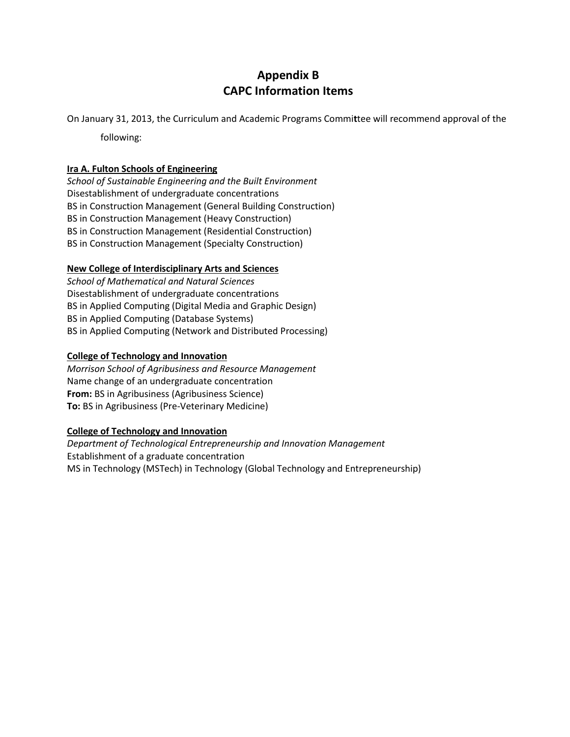# Appendix B
# CAPC Information Items

On January 31, 2013, the Curriculum and Academic Programs Committee will recommend approval of the following:

**<u>Ira A. Fulton Schools of Engineering</u>**
*School of Sustainable Engineering and the Built Environment*
Disestablishment of undergraduate concentrations
BS in Construction Management (General Building Construction)
BS in Construction Management (Heavy Construction)
BS in Construction Management (Residential Construction)
BS in Construction Management (Specialty Construction)

**<u>New College of Interdisciplinary Arts and Sciences</u>**
*School of Mathematical and Natural Sciences*
Disestablishment of undergraduate concentrations
BS in Applied Computing (Digital Media and Graphic Design)
BS in Applied Computing (Database Systems)
BS in Applied Computing (Network and Distributed Processing)

**<u>College of Technology and Innovation</u>**
*Morrison School of Agribusiness and Resource Management*
Name change of an undergraduate concentration
**From:** BS in Agribusiness (Agribusiness Science)
**To:** BS in Agribusiness (Pre-Veterinary Medicine)

**<u>College of Technology and Innovation</u>**
*Department of Technological Entrepreneurship and Innovation Management*
Establishment of a graduate concentration
MS in Technology (MSTech) in Technology (Global Technology and Entrepreneurship)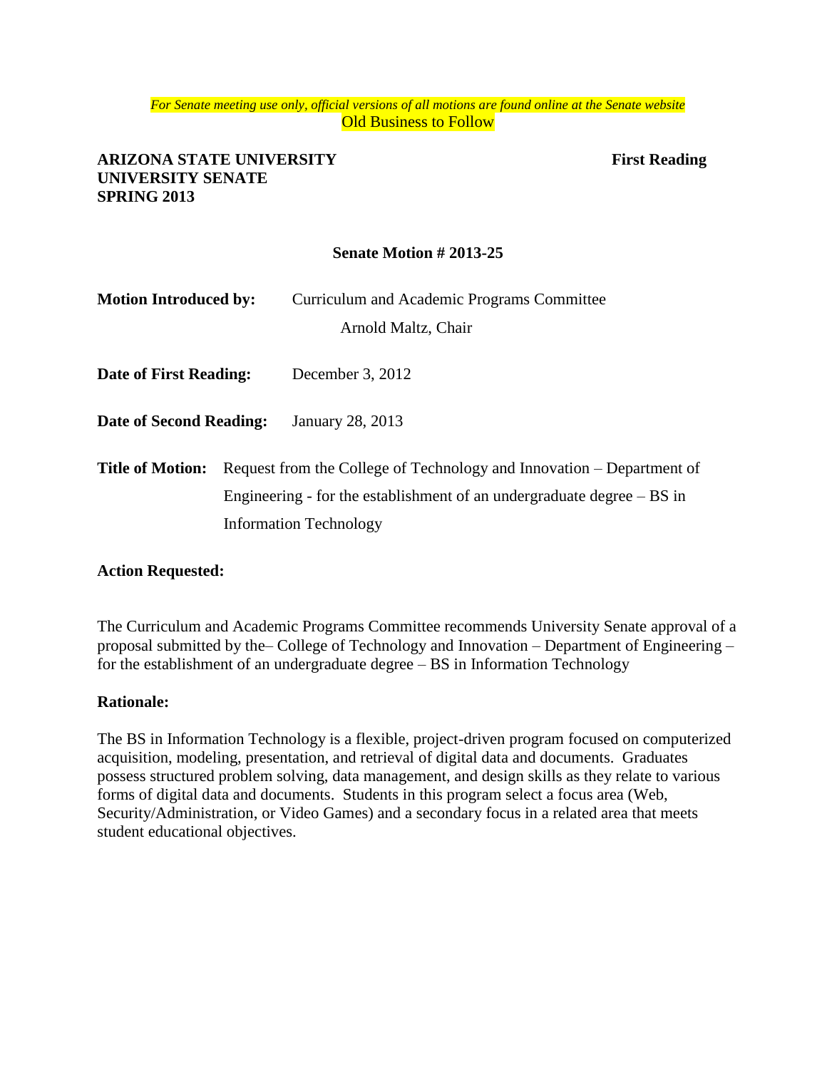*For Senate meeting use only, official versions of all motions are found online at the Senate website*

Old Business to Follow

**ARIZONA STATE UNIVERSITY**
**UNIVERSITY SENATE**
**SPRING 2013**

**First Reading**

**Senate Motion # 2013-25**

**Motion Introduced by:** Curriculum and Academic Programs Committee
Arnold Maltz, Chair

**Date of First Reading:** December 3, 2012

**Date of Second Reading:** January 28, 2013

**Title of Motion:** Request from the College of Technology and Innovation – Department of Engineering - for the establishment of an undergraduate degree – BS in Information Technology

**Action Requested:**

The Curriculum and Academic Programs Committee recommends University Senate approval of a proposal submitted by the– College of Technology and Innovation – Department of Engineering – for the establishment of an undergraduate degree – BS in Information Technology

**Rationale:**

The BS in Information Technology is a flexible, project-driven program focused on computerized acquisition, modeling, presentation, and retrieval of digital data and documents. Graduates possess structured problem solving, data management, and design skills as they relate to various forms of digital data and documents. Students in this program select a focus area (Web, Security/Administration, or Video Games) and a secondary focus in a related area that meets student educational objectives.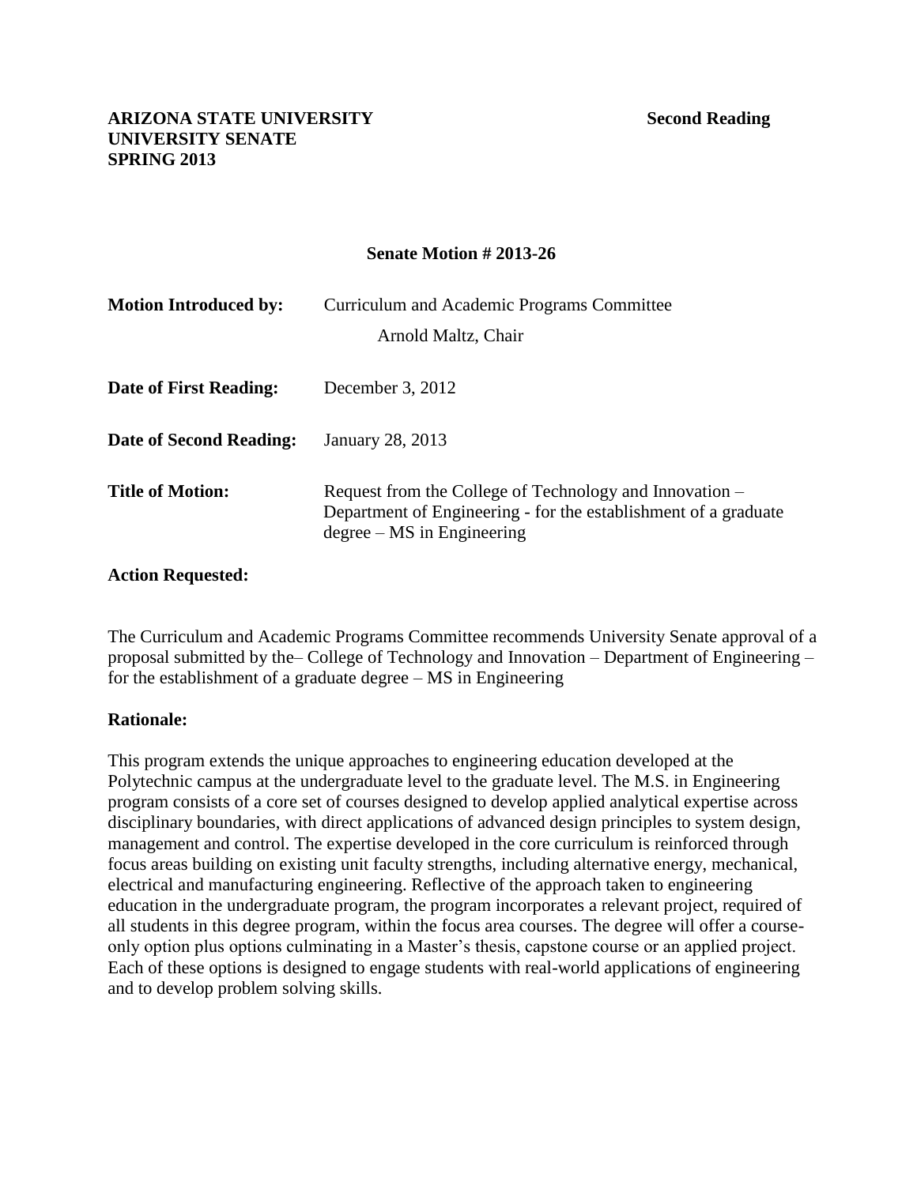**ARIZONA STATE UNIVERSITY** **Second Reading**
**UNIVERSITY SENATE**
**SPRING 2013**

**Senate Motion # 2013-26**

**Motion Introduced by:** Curriculum and Academic Programs Committee
Arnold Maltz, Chair

**Date of First Reading:** December 3, 2012

**Date of Second Reading:** January 28, 2013

**Title of Motion:** Request from the College of Technology and Innovation – Department of Engineering - for the establishment of a graduate degree – MS in Engineering

**Action Requested:**

The Curriculum and Academic Programs Committee recommends University Senate approval of a proposal submitted by the– College of Technology and Innovation – Department of Engineering – for the establishment of a graduate degree – MS in Engineering

**Rationale:**

This program extends the unique approaches to engineering education developed at the Polytechnic campus at the undergraduate level to the graduate level. The M.S. in Engineering program consists of a core set of courses designed to develop applied analytical expertise across disciplinary boundaries, with direct applications of advanced design principles to system design, management and control. The expertise developed in the core curriculum is reinforced through focus areas building on existing unit faculty strengths, including alternative energy, mechanical, electrical and manufacturing engineering. Reflective of the approach taken to engineering education in the undergraduate program, the program incorporates a relevant project, required of all students in this degree program, within the focus area courses. The degree will offer a course-only option plus options culminating in a Master's thesis, capstone course or an applied project. Each of these options is designed to engage students with real-world applications of engineering and to develop problem solving skills.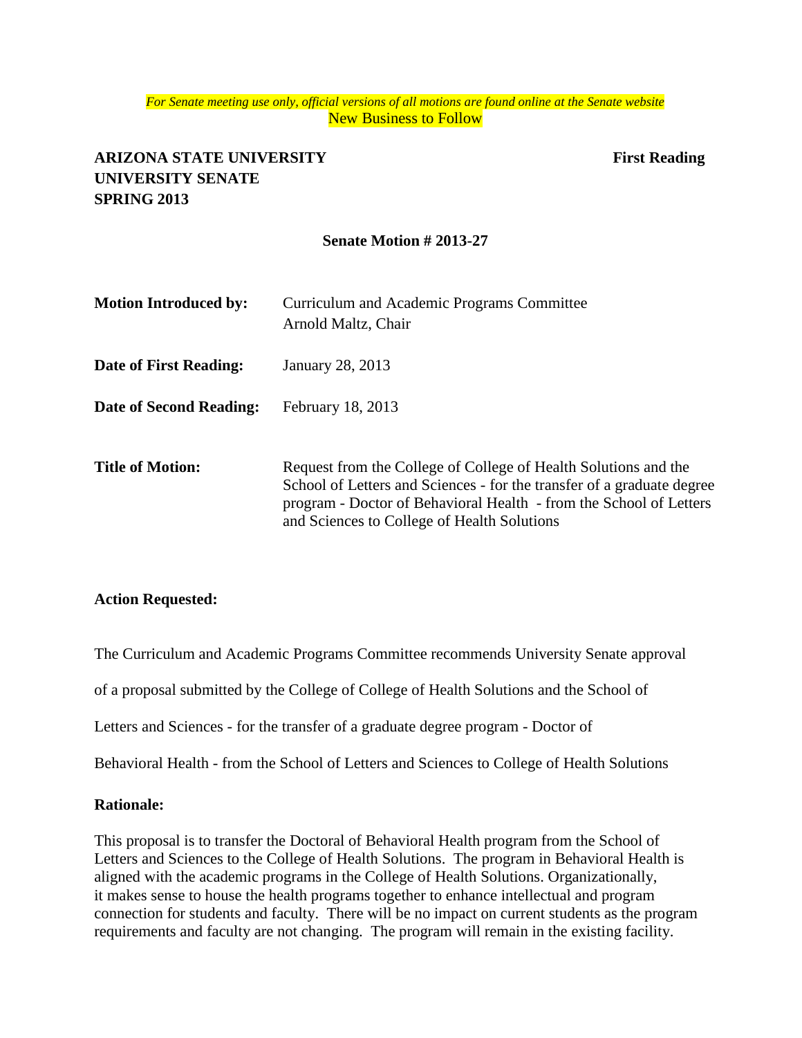*For Senate meeting use only, official versions of all motions are found online at the Senate website*

New Business to Follow

**ARIZONA STATE UNIVERSITY**
**UNIVERSITY SENATE**
**SPRING 2013**

**First Reading**

**Senate Motion # 2013-27**

**Motion Introduced by:** Curriculum and Academic Programs Committee
Arnold Maltz, Chair

**Date of First Reading:** January 28, 2013

**Date of Second Reading:** February 18, 2013

**Title of Motion:** Request from the College of College of Health Solutions and the School of Letters and Sciences - for the transfer of a graduate degree program - Doctor of Behavioral Health - from the School of Letters and Sciences to College of Health Solutions

**Action Requested:**

The Curriculum and Academic Programs Committee recommends University Senate approval of a proposal submitted by the College of College of Health Solutions and the School of Letters and Sciences - for the transfer of a graduate degree program - Doctor of Behavioral Health - from the School of Letters and Sciences to College of Health Solutions

**Rationale:**

This proposal is to transfer the Doctoral of Behavioral Health program from the School of Letters and Sciences to the College of Health Solutions. The program in Behavioral Health is aligned with the academic programs in the College of Health Solutions. Organizationally, it makes sense to house the health programs together to enhance intellectual and program connection for students and faculty. There will be no impact on current students as the program requirements and faculty are not changing. The program will remain in the existing facility.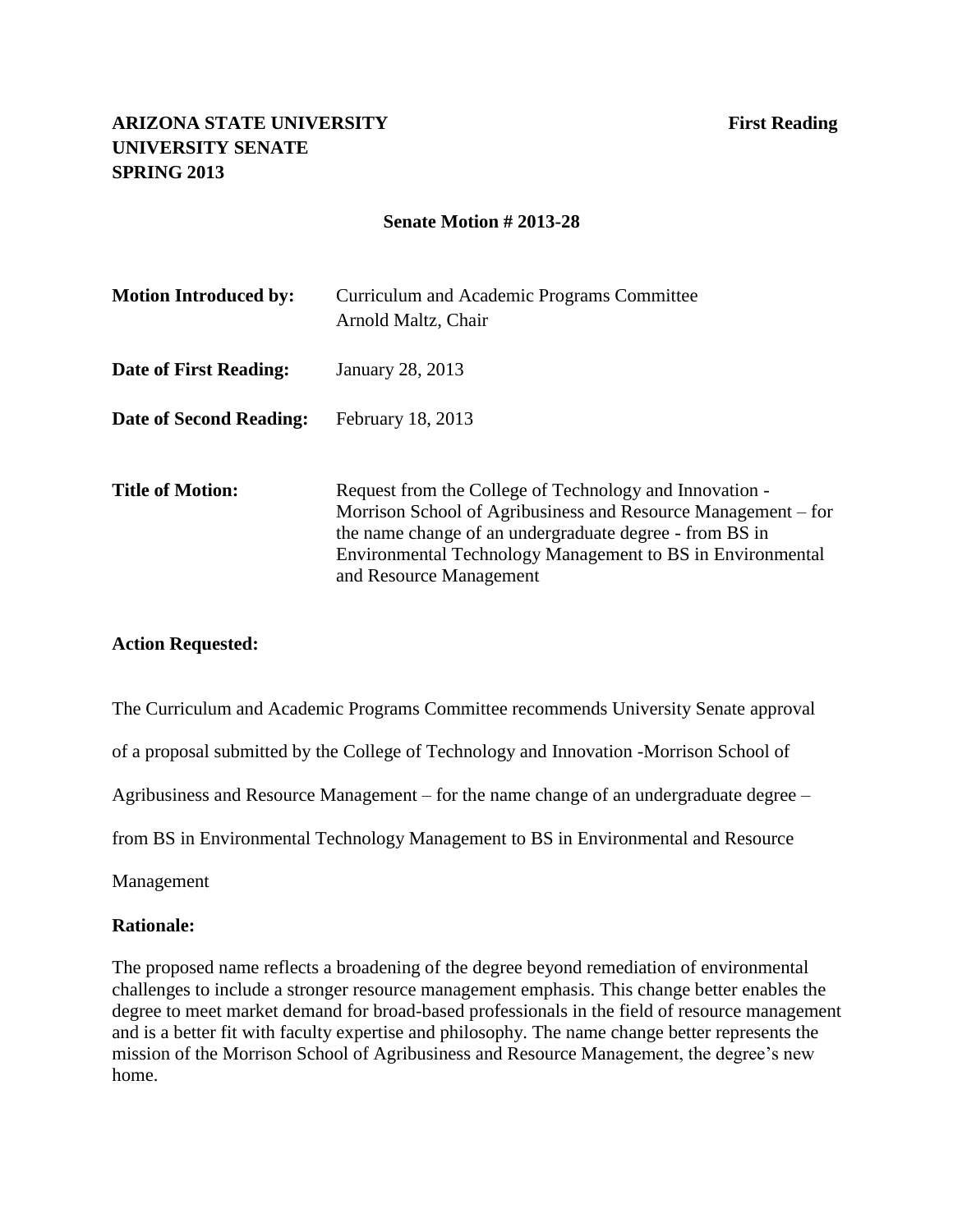**ARIZONA STATE UNIVERSITY** **First Reading**
**UNIVERSITY SENATE**
**SPRING 2013**

**Senate Motion # 2013-28**

| | |
|---|---|
| **Motion Introduced by:** | Curriculum and Academic Programs Committee<br>Arnold Maltz, Chair |
| **Date of First Reading:** | January 28, 2013 |
| **Date of Second Reading:** | February 18, 2013 |
| **Title of Motion:** | Request from the College of Technology and Innovation - Morrison School of Agribusiness and Resource Management – for the name change of an undergraduate degree - from BS in Environmental Technology Management to BS in Environmental and Resource Management |

**Action Requested:**

The Curriculum and Academic Programs Committee recommends University Senate approval of a proposal submitted by the College of Technology and Innovation -Morrison School of Agribusiness and Resource Management – for the name change of an undergraduate degree – from BS in Environmental Technology Management to BS in Environmental and Resource Management

**Rationale:**

The proposed name reflects a broadening of the degree beyond remediation of environmental challenges to include a stronger resource management emphasis. This change better enables the degree to meet market demand for broad-based professionals in the field of resource management and is a better fit with faculty expertise and philosophy. The name change better represents the mission of the Morrison School of Agribusiness and Resource Management, the degree's new home.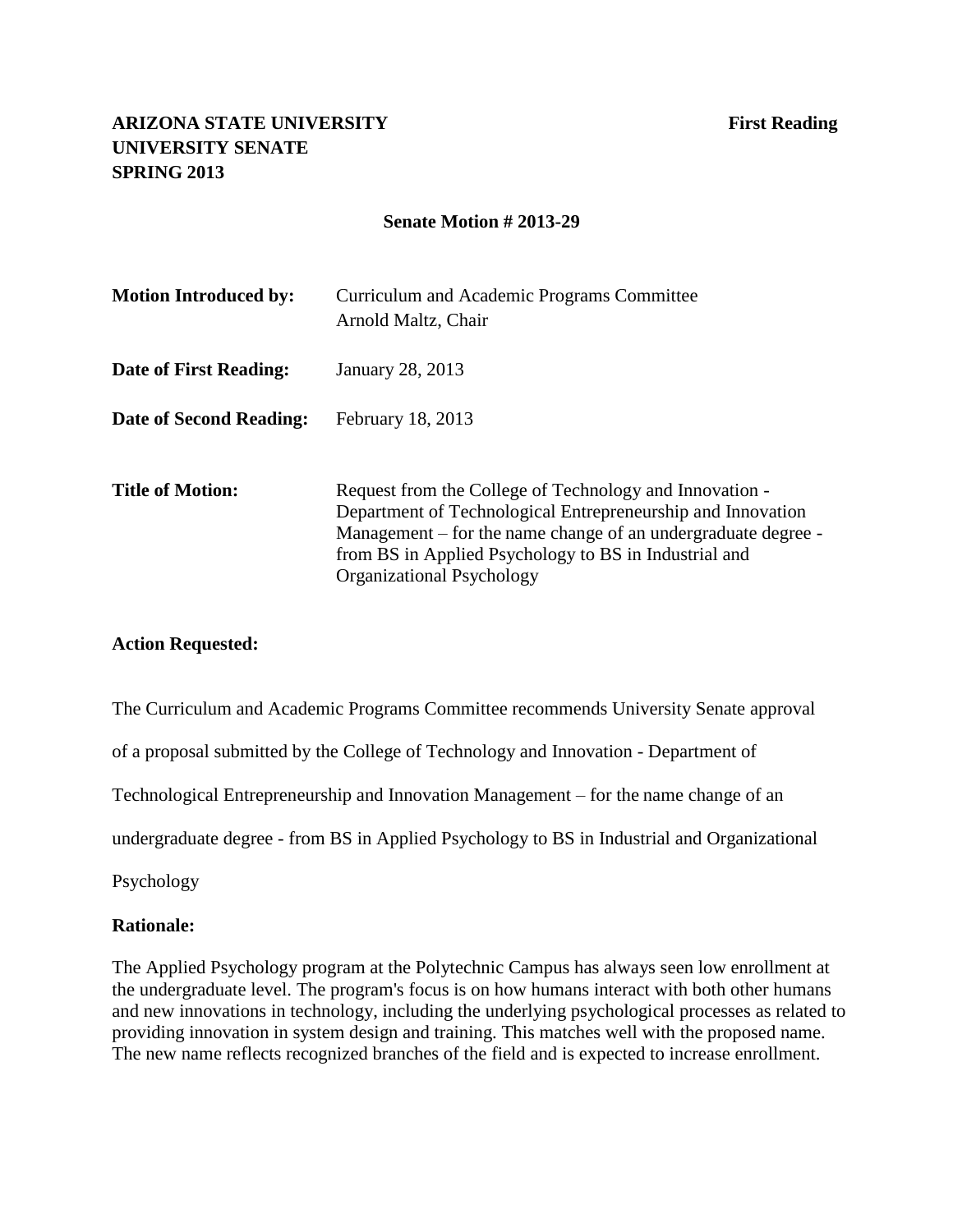**ARIZONA STATE UNIVERSITY** **First Reading**
**UNIVERSITY SENATE**
**SPRING 2013**

**Senate Motion # 2013-29**

| | |
|---|---|
| **Motion Introduced by:** | Curriculum and Academic Programs Committee<br>Arnold Maltz, Chair |
| **Date of First Reading:** | January 28, 2013 |
| **Date of Second Reading:** | February 18, 2013 |
| **Title of Motion:** | Request from the College of Technology and Innovation - Department of Technological Entrepreneurship and Innovation Management – for the name change of an undergraduate degree - from BS in Applied Psychology to BS in Industrial and Organizational Psychology |

**Action Requested:**

The Curriculum and Academic Programs Committee recommends University Senate approval of a proposal submitted by the College of Technology and Innovation - Department of Technological Entrepreneurship and Innovation Management – for the name change of an undergraduate degree - from BS in Applied Psychology to BS in Industrial and Organizational Psychology

**Rationale:**

The Applied Psychology program at the Polytechnic Campus has always seen low enrollment at the undergraduate level. The program's focus is on how humans interact with both other humans and new innovations in technology, including the underlying psychological processes as related to providing innovation in system design and training. This matches well with the proposed name. The new name reflects recognized branches of the field and is expected to increase enrollment.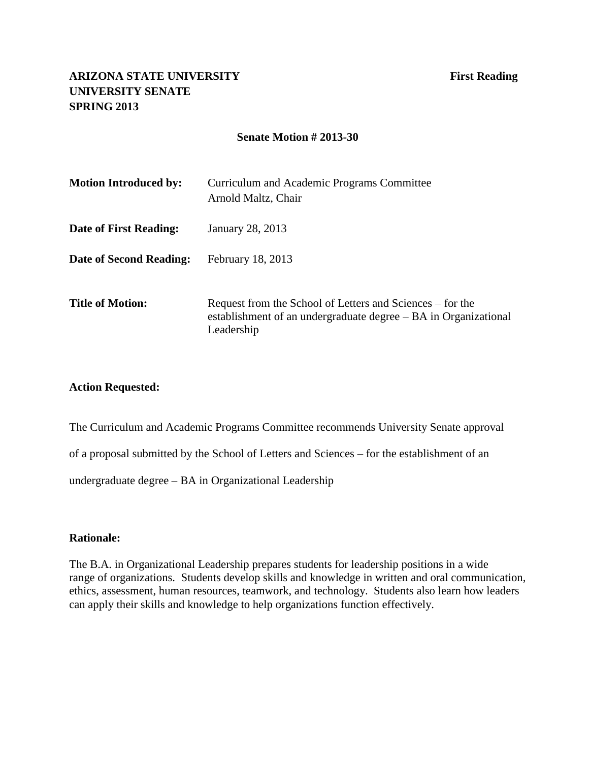**ARIZONA STATE UNIVERSITY** **First Reading**
**UNIVERSITY SENATE**
**SPRING 2013**

**Senate Motion # 2013-30**

| | |
|---|---|
| **Motion Introduced by:** | Curriculum and Academic Programs Committee<br>Arnold Maltz, Chair |
| **Date of First Reading:** | January 28, 2013 |
| **Date of Second Reading:** | February 18, 2013 |
| **Title of Motion:** | Request from the School of Letters and Sciences – for the establishment of an undergraduate degree – BA in Organizational Leadership |

**Action Requested:**

The Curriculum and Academic Programs Committee recommends University Senate approval of a proposal submitted by the School of Letters and Sciences – for the establishment of an undergraduate degree – BA in Organizational Leadership

**Rationale:**

The B.A. in Organizational Leadership prepares students for leadership positions in a wide range of organizations. Students develop skills and knowledge in written and oral communication, ethics, assessment, human resources, teamwork, and technology. Students also learn how leaders can apply their skills and knowledge to help organizations function effectively.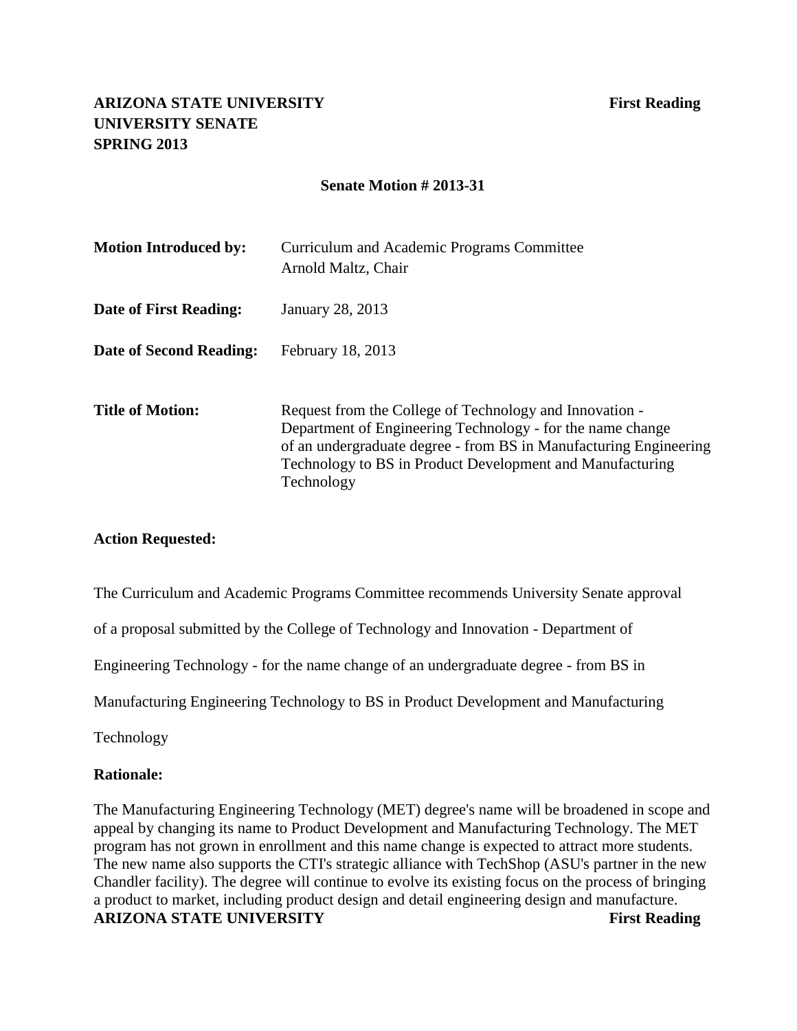**ARIZONA STATE UNIVERSITY** **First Reading**
**UNIVERSITY SENATE**
**SPRING 2013**

**Senate Motion # 2013-31**

| | |
|---|---|
| **Motion Introduced by:** | Curriculum and Academic Programs Committee<br>Arnold Maltz, Chair |
| **Date of First Reading:** | January 28, 2013 |
| **Date of Second Reading:** | February 18, 2013 |
| **Title of Motion:** | Request from the College of Technology and Innovation - Department of Engineering Technology - for the name change of an undergraduate degree - from BS in Manufacturing Engineering Technology to BS in Product Development and Manufacturing Technology |

**Action Requested:**

The Curriculum and Academic Programs Committee recommends University Senate approval of a proposal submitted by the College of Technology and Innovation - Department of Engineering Technology - for the name change of an undergraduate degree - from BS in Manufacturing Engineering Technology to BS in Product Development and Manufacturing Technology

**Rationale:**

The Manufacturing Engineering Technology (MET) degree's name will be broadened in scope and appeal by changing its name to Product Development and Manufacturing Technology. The MET program has not grown in enrollment and this name change is expected to attract more students. The new name also supports the CTI's strategic alliance with TechShop (ASU's partner in the new Chandler facility). The degree will continue to evolve its existing focus on the process of bringing a product to market, including product design and detail engineering design and manufacture.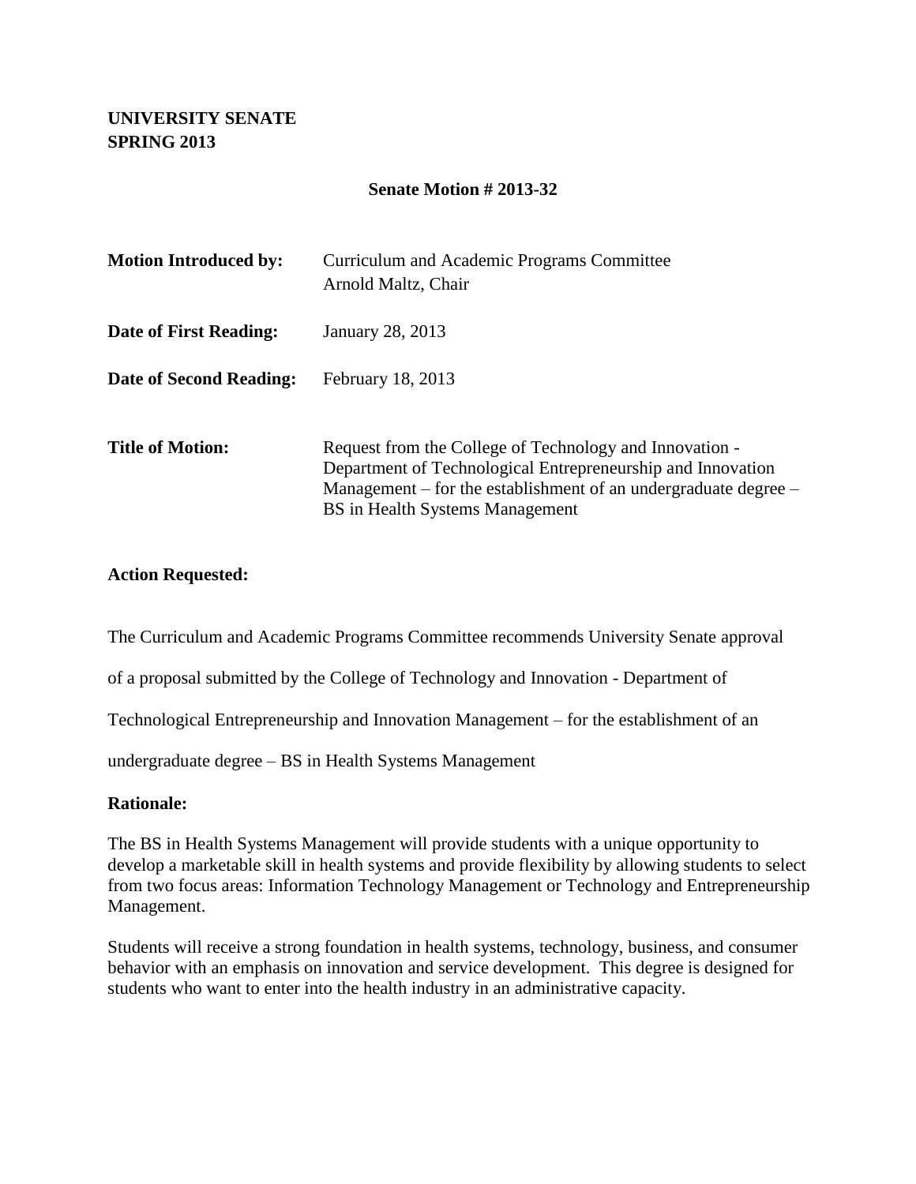**UNIVERSITY SENATE**
**SPRING 2013**

**Senate Motion # 2013-32**

| | |
|---|---|
| **Motion Introduced by:** | Curriculum and Academic Programs Committee<br>Arnold Maltz, Chair |
| **Date of First Reading:** | January 28, 2013 |
| **Date of Second Reading:** | February 18, 2013 |
| **Title of Motion:** | Request from the College of Technology and Innovation - Department of Technological Entrepreneurship and Innovation Management – for the establishment of an undergraduate degree – BS in Health Systems Management |

**Action Requested:**

The Curriculum and Academic Programs Committee recommends University Senate approval of a proposal submitted by the College of Technology and Innovation - Department of Technological Entrepreneurship and Innovation Management – for the establishment of an undergraduate degree – BS in Health Systems Management

**Rationale:**

The BS in Health Systems Management will provide students with a unique opportunity to develop a marketable skill in health systems and provide flexibility by allowing students to select from two focus areas: Information Technology Management or Technology and Entrepreneurship Management.

Students will receive a strong foundation in health systems, technology, business, and consumer behavior with an emphasis on innovation and service development. This degree is designed for students who want to enter into the health industry in an administrative capacity.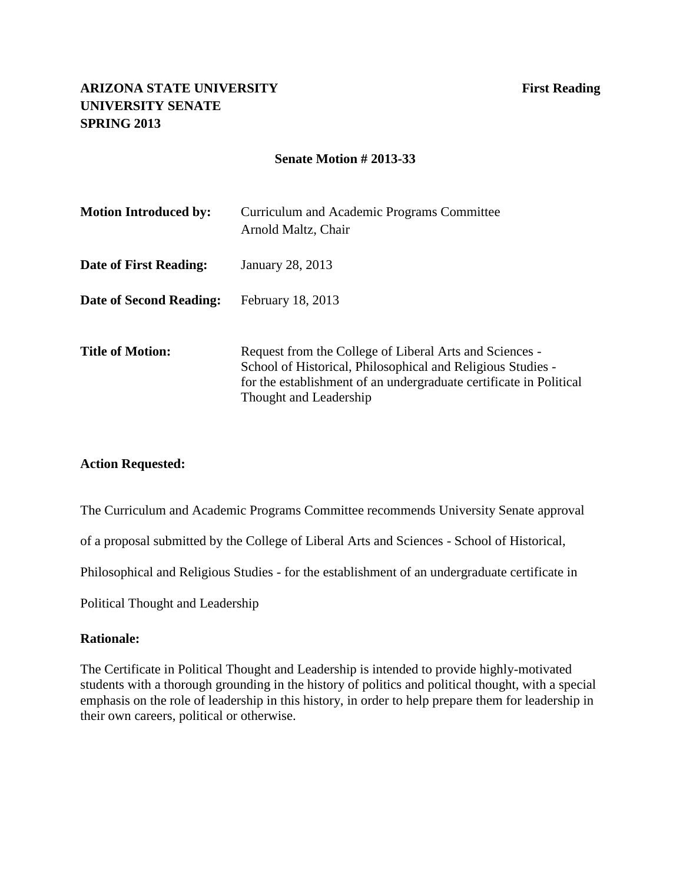**ARIZONA STATE UNIVERSITY** **First Reading**
**UNIVERSITY SENATE**
**SPRING 2013**

**Senate Motion # 2013-33**

| | |
|---|---|
| **Motion Introduced by:** | Curriculum and Academic Programs Committee<br>Arnold Maltz, Chair |
| **Date of First Reading:** | January 28, 2013 |
| **Date of Second Reading:** | February 18, 2013 |
| **Title of Motion:** | Request from the College of Liberal Arts and Sciences - School of Historical, Philosophical and Religious Studies - for the establishment of an undergraduate certificate in Political Thought and Leadership |

**Action Requested:**

The Curriculum and Academic Programs Committee recommends University Senate approval of a proposal submitted by the College of Liberal Arts and Sciences - School of Historical, Philosophical and Religious Studies - for the establishment of an undergraduate certificate in Political Thought and Leadership

**Rationale:**

The Certificate in Political Thought and Leadership is intended to provide highly-motivated students with a thorough grounding in the history of politics and political thought, with a special emphasis on the role of leadership in this history, in order to help prepare them for leadership in their own careers, political or otherwise.